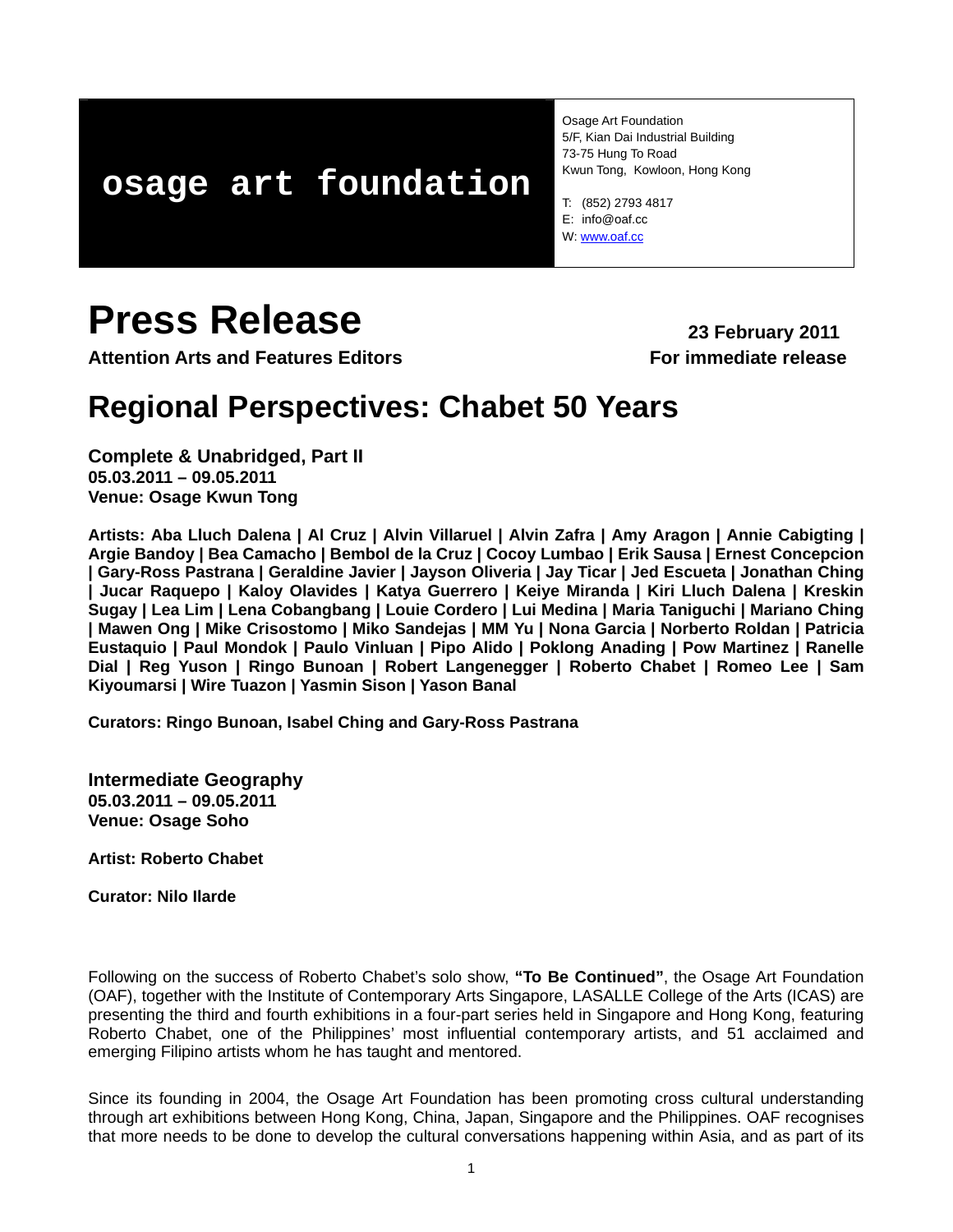**osage art foundation**

Osage Art Foundation
5/F, Kian Dai Industrial Building
73-75 Hung To Road
Kwun Tong, Kowloon, Hong Kong

T: (852) 2793 4817
E: info@oaf.cc
W: www.oaf.cc

# Press Release

**23 February 2011**

**Attention Arts and Features Editors**

**For immediate release**

## Regional Perspectives: Chabet 50 Years

### Complete & Unabridged, Part II

**05.03.2011 – 09.05.2011**
**Venue: Osage Kwun Tong**

**Artists: Aba Lluch Dalena | Al Cruz | Alvin Villaruel | Alvin Zafra | Amy Aragon | Annie Cabigting | Argie Bandoy | Bea Camacho | Bembol de la Cruz | Cocoy Lumbao | Erik Sausa | Ernest Concepcion | Gary-Ross Pastrana | Geraldine Javier | Jayson Oliveria | Jay Ticar | Jed Escueta | Jonathan Ching | Jucar Raquepo | Kaloy Olavides | Katya Guerrero | Keiye Miranda | Kiri Lluch Dalena | Kreskin Sugay | Lea Lim | Lena Cobangbang | Louie Cordero | Lui Medina | Maria Taniguchi | Mariano Ching | Mawen Ong | Mike Crisostomo | Miko Sandejas | MM Yu | Nona Garcia | Norberto Roldan | Patricia Eustaquio | Paul Mondok | Paulo Vinluan | Pipo Alido | Poklong Anading | Pow Martinez | Ranelle Dial | Reg Yuson | Ringo Bunoan | Robert Langenegger | Roberto Chabet | Romeo Lee | Sam Kiyoumarsi | Wire Tuazon | Yasmin Sison | Yason Banal**

**Curators: Ringo Bunoan, Isabel Ching and Gary-Ross Pastrana**

### Intermediate Geography

**05.03.2011 – 09.05.2011**
**Venue: Osage Soho**

**Artist: Roberto Chabet**

**Curator: Nilo Ilarde**

Following on the success of Roberto Chabet's solo show, **"To Be Continued"**, the Osage Art Foundation (OAF), together with the Institute of Contemporary Arts Singapore, LASALLE College of the Arts (ICAS) are presenting the third and fourth exhibitions in a four-part series held in Singapore and Hong Kong, featuring Roberto Chabet, one of the Philippines' most influential contemporary artists, and 51 acclaimed and emerging Filipino artists whom he has taught and mentored.

Since its founding in 2004, the Osage Art Foundation has been promoting cross cultural understanding through art exhibitions between Hong Kong, China, Japan, Singapore and the Philippines. OAF recognises that more needs to be done to develop the cultural conversations happening within Asia, and as part of its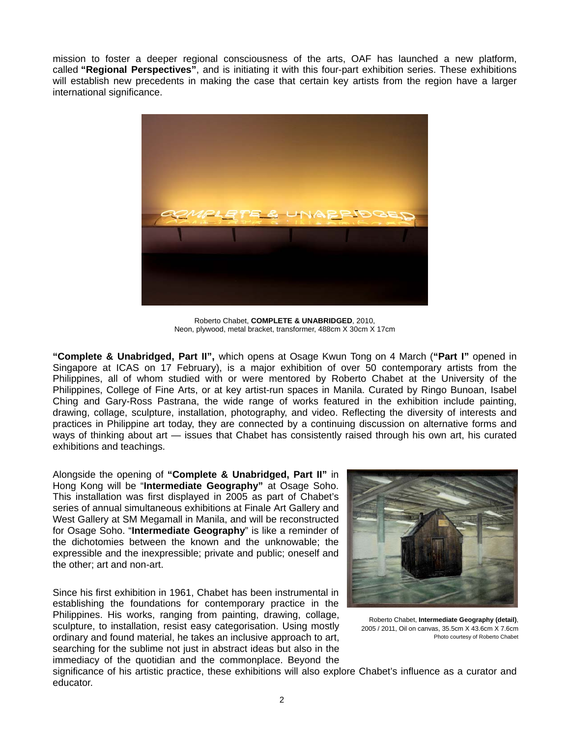mission to foster a deeper regional consciousness of the arts, OAF has launched a new platform, called **"Regional Perspectives"**, and is initiating it with this four-part exhibition series. These exhibitions will establish new precedents in making the case that certain key artists from the region have a larger international significance.

Roberto Chabet, **COMPLETE & UNABRIDGED**, 2010,
Neon, plywood, metal bracket, transformer, 488cm X 30cm X 17cm

**"Complete & Unabridged, Part II",** which opens at Osage Kwun Tong on 4 March (**"Part I"** opened in Singapore at ICAS on 17 February), is a major exhibition of over 50 contemporary artists from the Philippines, all of whom studied with or were mentored by Roberto Chabet at the University of the Philippines, College of Fine Arts, or at key artist-run spaces in Manila. Curated by Ringo Bunoan, Isabel Ching and Gary-Ross Pastrana, the wide range of works featured in the exhibition include painting, drawing, collage, sculpture, installation, photography, and video. Reflecting the diversity of interests and practices in Philippine art today, they are connected by a continuing discussion on alternative forms and ways of thinking about art — issues that Chabet has consistently raised through his own art, his curated exhibitions and teachings.

Alongside the opening of **"Complete & Unabridged, Part II"** in Hong Kong will be "**Intermediate Geography"** at Osage Soho. This installation was first displayed in 2005 as part of Chabet's series of annual simultaneous exhibitions at Finale Art Gallery and West Gallery at SM Megamall in Manila, and will be reconstructed for Osage Soho. "**Intermediate Geography**" is like a reminder of the dichotomies between the known and the unknowable; the expressible and the inexpressible; private and public; oneself and the other; art and non-art.

Roberto Chabet, **Intermediate Geography (detail)**, 2005 / 2011, Oil on canvas, 35.5cm X 43.6cm X 7.6cm
Photo courtesy of Roberto Chabet

Since his first exhibition in 1961, Chabet has been instrumental in establishing the foundations for contemporary practice in the Philippines. His works, ranging from painting, drawing, collage, sculpture, to installation, resist easy categorisation. Using mostly ordinary and found material, he takes an inclusive approach to art, searching for the sublime not just in abstract ideas but also in the immediacy of the quotidian and the commonplace. Beyond the significance of his artistic practice, these exhibitions will also explore Chabet's influence as a curator and educator.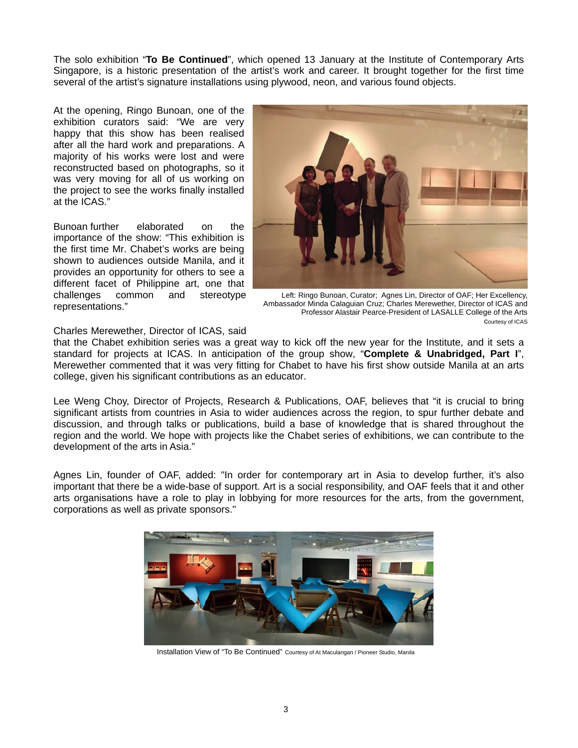The solo exhibition "**To Be Continued**", which opened 13 January at the Institute of Contemporary Arts Singapore, is a historic presentation of the artist's work and career. It brought together for the first time several of the artist's signature installations using plywood, neon, and various found objects.

At the opening, Ringo Bunoan, one of the exhibition curators said: "We are very happy that this show has been realised after all the hard work and preparations. A majority of his works were lost and were reconstructed based on photographs, so it was very moving for all of us working on the project to see the works finally installed at the ICAS."

Bunoan further elaborated on the importance of the show: "This exhibition is the first time Mr. Chabet's works are being shown to audiences outside Manila, and it provides an opportunity for others to see a different facet of Philippine art, one that challenges common and stereotype representations."

Left: Ringo Bunoan, Curator; Agnes Lin, Director of OAF; Her Excellency, Ambassador Minda Calaguian Cruz; Charles Merewether, Director of ICAS and Professor Alastair Pearce-President of LASALLE College of the Arts
Courtesy of ICAS

Charles Merewether, Director of ICAS, said that the Chabet exhibition series was a great way to kick off the new year for the Institute, and it sets a standard for projects at ICAS. In anticipation of the group show, "**Complete & Unabridged, Part I**", Merewether commented that it was very fitting for Chabet to have his first show outside Manila at an arts college, given his significant contributions as an educator.

Lee Weng Choy, Director of Projects, Research & Publications, OAF, believes that "it is crucial to bring significant artists from countries in Asia to wider audiences across the region, to spur further debate and discussion, and through talks or publications, build a base of knowledge that is shared throughout the region and the world. We hope with projects like the Chabet series of exhibitions, we can contribute to the development of the arts in Asia."

Agnes Lin, founder of OAF, added: "In order for contemporary art in Asia to develop further, it's also important that there be a wide-base of support. Art is a social responsibility, and OAF feels that it and other arts organisations have a role to play in lobbying for more resources for the arts, from the government, corporations as well as private sponsors."

Installation View of "To Be Continued" Courtesy of At Maculangan / Pioneer Studio, Manila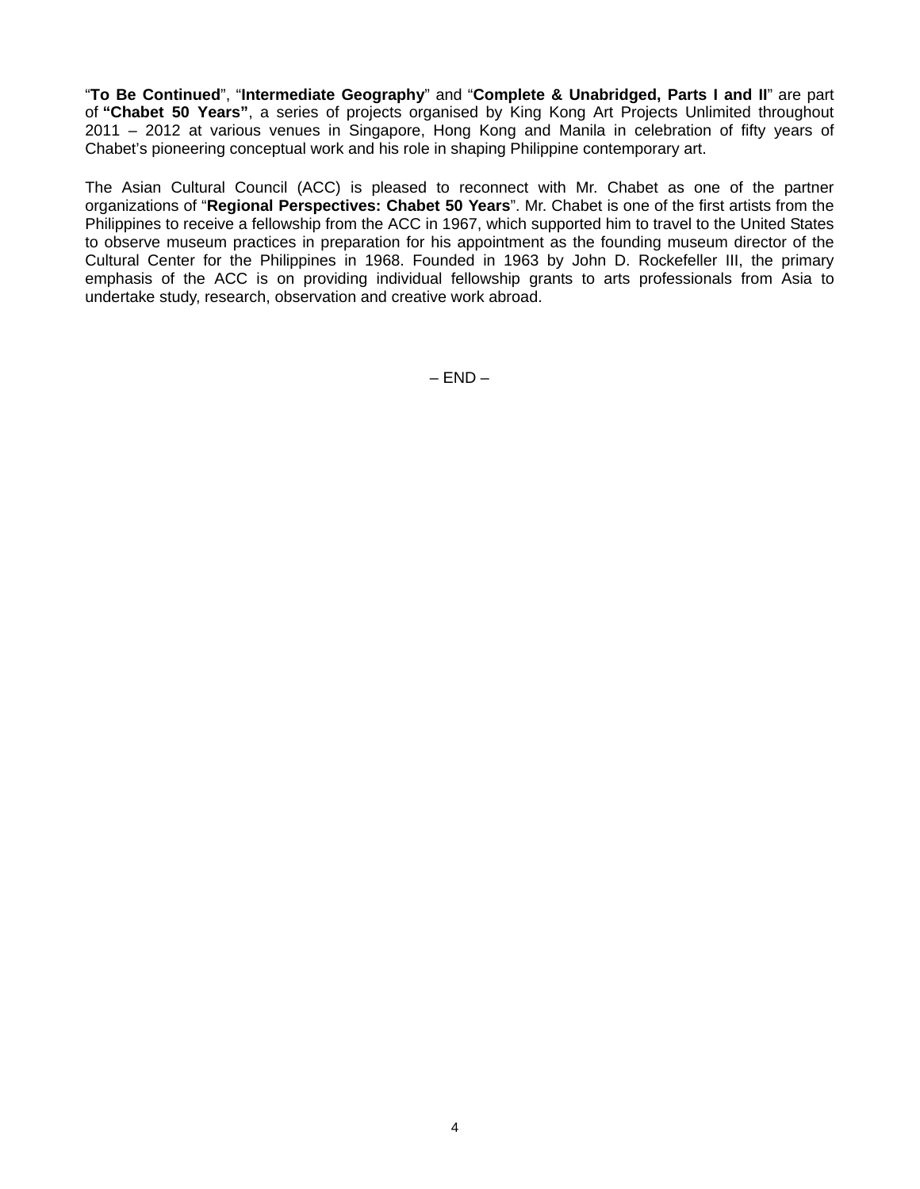"**To Be Continued**", "**Intermediate Geography**" and "**Complete & Unabridged, Parts I and II**" are part of **"Chabet 50 Years"**, a series of projects organised by King Kong Art Projects Unlimited throughout 2011 – 2012 at various venues in Singapore, Hong Kong and Manila in celebration of fifty years of Chabet's pioneering conceptual work and his role in shaping Philippine contemporary art.

The Asian Cultural Council (ACC) is pleased to reconnect with Mr. Chabet as one of the partner organizations of "**Regional Perspectives: Chabet 50 Years**". Mr. Chabet is one of the first artists from the Philippines to receive a fellowship from the ACC in 1967, which supported him to travel to the United States to observe museum practices in preparation for his appointment as the founding museum director of the Cultural Center for the Philippines in 1968. Founded in 1963 by John D. Rockefeller III, the primary emphasis of the ACC is on providing individual fellowship grants to arts professionals from Asia to undertake study, research, observation and creative work abroad.

– END –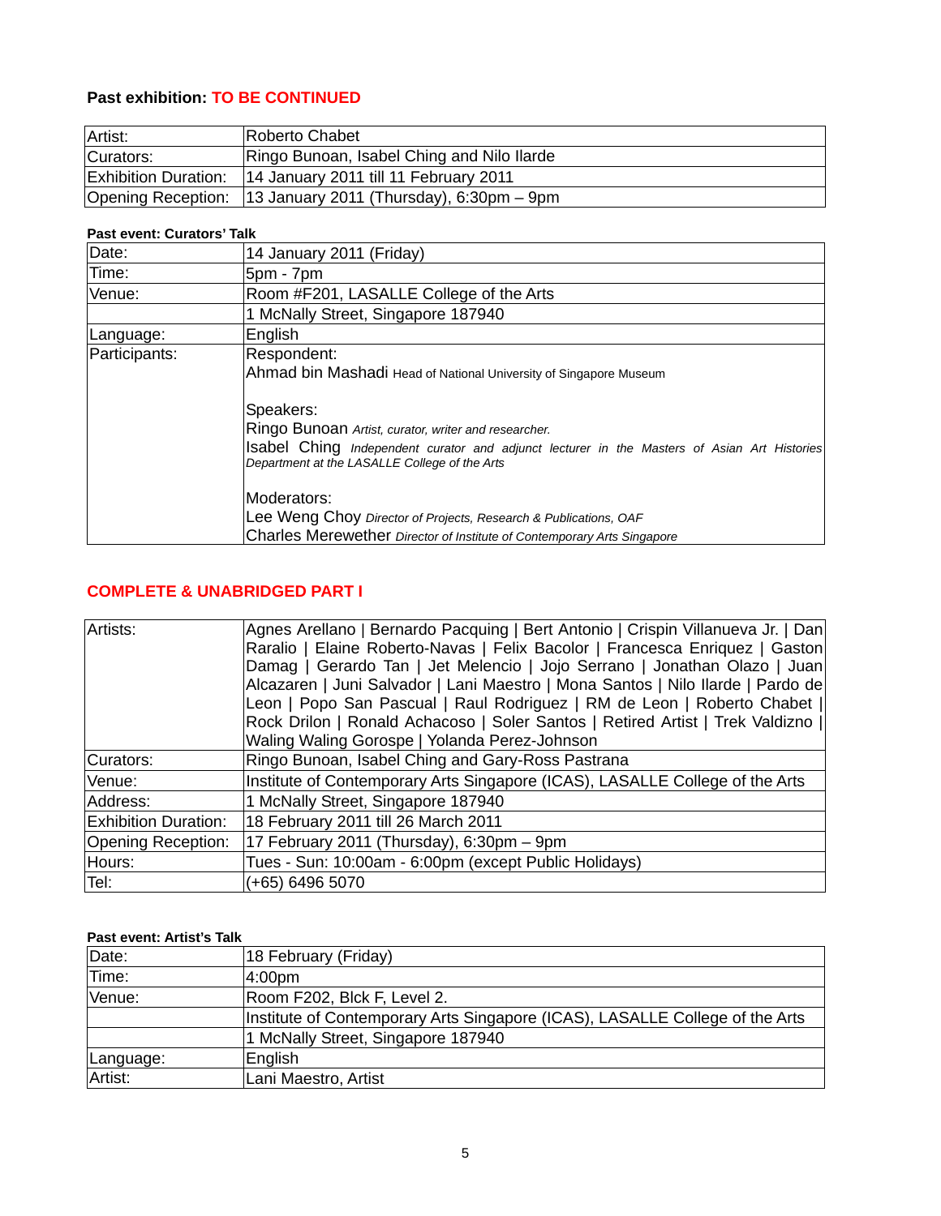**Past exhibition: TO BE CONTINUED**

| Artist: | Roberto Chabet |
|---|---|
| Curators: | Ringo Bunoan, Isabel Ching and Nilo Ilarde |
| Exhibition Duration: | 14 January 2011 till 11 February 2011 |
| Opening Reception: | 13 January 2011 (Thursday), 6:30pm – 9pm |

**Past event: Curators' Talk**

| Date: | 14 January 2011 (Friday) |
|---|---|
| Time: | 5pm - 7pm |
| Venue: | Room #F201, LASALLE College of the Arts |
| | 1 McNally Street, Singapore 187940 |
| Language: | English |
| Participants: | Respondent:<br>Ahmad bin Mashadi Head of National University of Singapore Museum<br><br>Speakers:<br>Ringo Bunoan *Artist, curator, writer and researcher.*<br>Isabel Ching *Independent curator and adjunct lecturer in the Masters of Asian Art Histories Department at the LASALLE College of the Arts*<br><br>Moderators:<br>Lee Weng Choy *Director of Projects, Research & Publications, OAF*<br>Charles Merewether *Director of Institute of Contemporary Arts Singapore* |

**COMPLETE & UNABRIDGED PART I**

| Artists: | Agnes Arellano \| Bernardo Pacquing \| Bert Antonio \| Crispin Villanueva Jr. \| Dan Raralio \| Elaine Roberto-Navas \| Felix Bacolor \| Francesca Enriquez \| Gaston Damag \| Gerardo Tan \| Jet Melencio \| Jojo Serrano \| Jonathan Olazo \| Juan Alcazaren \| Juni Salvador \| Lani Maestro \| Mona Santos \| Nilo Ilarde \| Pardo de Leon \| Popo San Pascual \| Raul Rodriguez \| RM de Leon \| Roberto Chabet \| Rock Drilon \| Ronald Achacoso \| Soler Santos \| Retired Artist \| Trek Valdizno \| Waling Waling Gorospe \| Yolanda Perez-Johnson |
|---|---|
| Curators: | Ringo Bunoan, Isabel Ching and Gary-Ross Pastrana |
| Venue: | Institute of Contemporary Arts Singapore (ICAS), LASALLE College of the Arts |
| Address: | 1 McNally Street, Singapore 187940 |
| Exhibition Duration: | 18 February 2011 till 26 March 2011 |
| Opening Reception: | 17 February 2011 (Thursday), 6:30pm – 9pm |
| Hours: | Tues - Sun: 10:00am - 6:00pm (except Public Holidays) |
| Tel: | (+65) 6496 5070 |

**Past event: Artist's Talk**

| Date: | 18 February (Friday) |
|---|---|
| Time: | 4:00pm |
| Venue: | Room F202, Blck F, Level 2. |
| | Institute of Contemporary Arts Singapore (ICAS), LASALLE College of the Arts |
| | 1 McNally Street, Singapore 187940 |
| Language: | English |
| Artist: | Lani Maestro, Artist |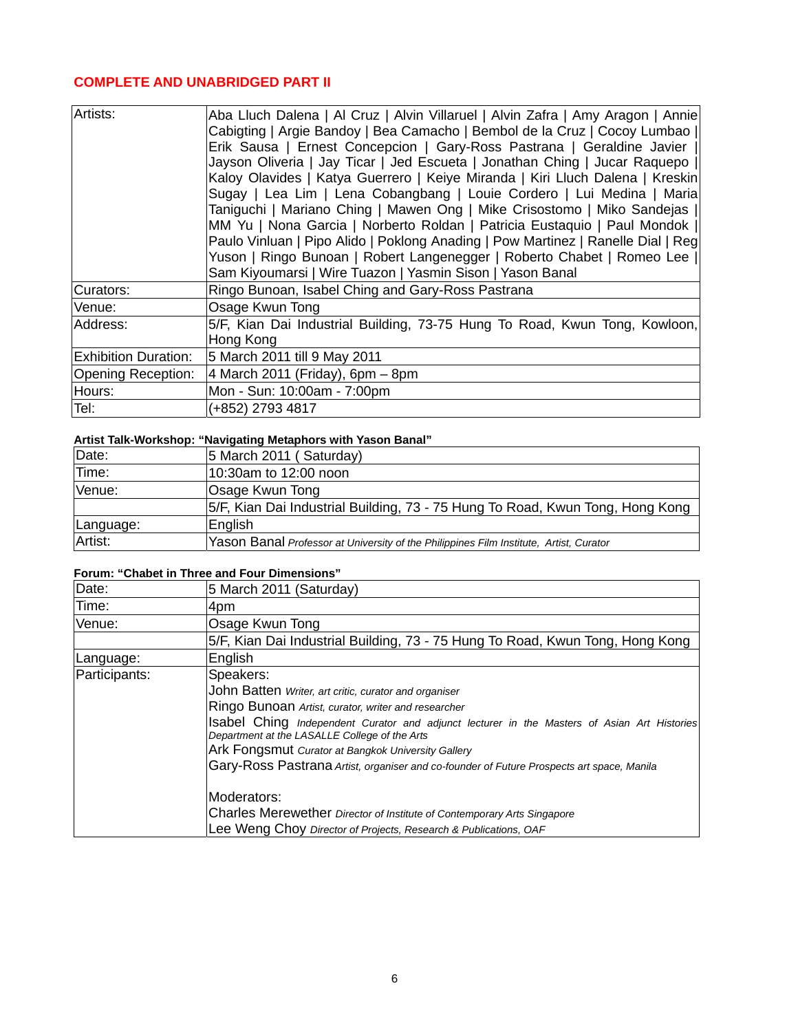## COMPLETE AND UNABRIDGED PART II

| | |
|---|---|
| Artists: | Aba Lluch Dalena \| Al Cruz \| Alvin Villaruel \| Alvin Zafra \| Amy Aragon \| Annie Cabigting \| Argie Bandoy \| Bea Camacho \| Bembol de la Cruz \| Cocoy Lumbao \| Erik Sausa \| Ernest Concepcion \| Gary-Ross Pastrana \| Geraldine Javier \| Jayson Oliveria \| Jay Ticar \| Jed Escueta \| Jonathan Ching \| Jucar Raquepo \| Kaloy Olavides \| Katya Guerrero \| Keiye Miranda \| Kiri Lluch Dalena \| Kreskin Sugay \| Lea Lim \| Lena Cobangbang \| Louie Cordero \| Lui Medina \| Maria Taniguchi \| Mariano Ching \| Mawen Ong \| Mike Crisostomo \| Miko Sandejas \| MM Yu \| Nona Garcia \| Norberto Roldan \| Patricia Eustaquio \| Paul Mondok \| Paulo Vinluan \| Pipo Alido \| Poklong Anading \| Pow Martinez \| Ranelle Dial \| Reg Yuson \| Ringo Bunoan \| Robert Langenegger \| Roberto Chabet \| Romeo Lee \| Sam Kiyoumarsi \| Wire Tuazon \| Yasmin Sison \| Yason Banal |
| Curators: | Ringo Bunoan, Isabel Ching and Gary-Ross Pastrana |
| Venue: | Osage Kwun Tong |
| Address: | 5/F, Kian Dai Industrial Building, 73-75 Hung To Road, Kwun Tong, Kowloon, Hong Kong |
| Exhibition Duration: | 5 March 2011 till 9 May 2011 |
| Opening Reception: | 4 March 2011 (Friday), 6pm – 8pm |
| Hours: | Mon - Sun: 10:00am - 7:00pm |
| Tel: | (+852) 2793 4817 |

**Artist Talk-Workshop: "Navigating Metaphors with Yason Banal"**

| | |
|---|---|
| Date: | 5 March 2011 ( Saturday) |
| Time: | 10:30am to 12:00 noon |
| Venue: | Osage Kwun Tong |
| | 5/F, Kian Dai Industrial Building, 73 - 75 Hung To Road, Kwun Tong, Hong Kong |
| Language: | English |
| Artist: | Yason Banal *Professor at University of the Philippines Film Institute, Artist, Curator* |

**Forum: "Chabet in Three and Four Dimensions"**

| | |
|---|---|
| Date: | 5 March 2011 (Saturday) |
| Time: | 4pm |
| Venue: | Osage Kwun Tong |
| | 5/F, Kian Dai Industrial Building, 73 - 75 Hung To Road, Kwun Tong, Hong Kong |
| Language: | English |
| Participants: | Speakers:<br>John Batten *Writer, art critic, curator and organiser*<br>Ringo Bunoan *Artist, curator, writer and researcher*<br>Isabel Ching *Independent Curator and adjunct lecturer in the Masters of Asian Art Histories Department at the LASALLE College of the Arts*<br>Ark Fongsmut *Curator at Bangkok University Gallery*<br>Gary-Ross Pastrana *Artist, organiser and co-founder of Future Prospects art space, Manila*<br><br>Moderators:<br>Charles Merewether *Director of Institute of Contemporary Arts Singapore*<br>Lee Weng Choy *Director of Projects, Research & Publications, OAF* |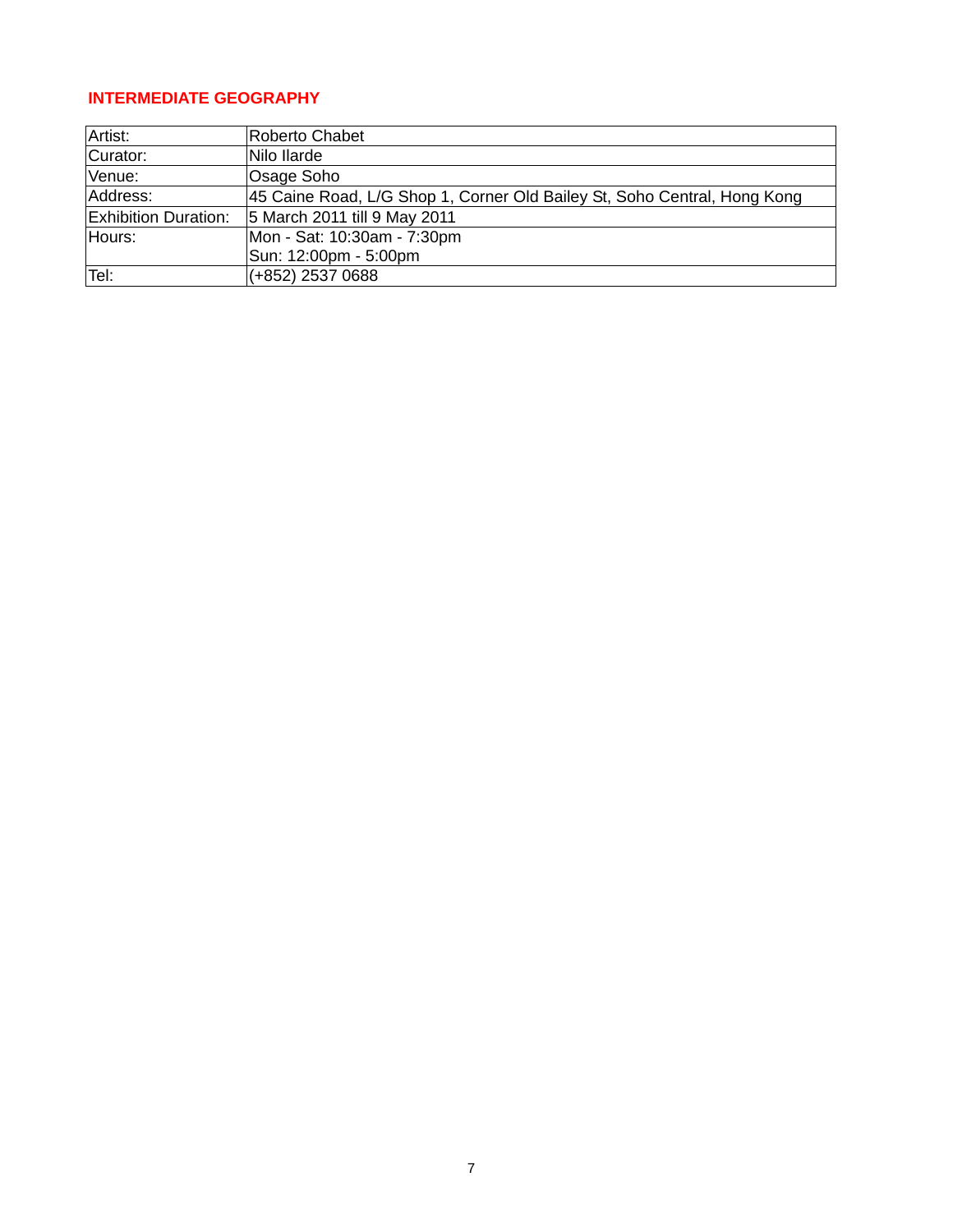**INTERMEDIATE GEOGRAPHY**

| Artist: | Roberto Chabet |
|---|---|
| Curator: | Nilo Ilarde |
| Venue: | Osage Soho |
| Address: | 45 Caine Road, L/G Shop 1, Corner Old Bailey St, Soho Central, Hong Kong |
| Exhibition Duration: | 5 March 2011 till 9 May 2011 |
| Hours: | Mon - Sat: 10:30am - 7:30pm<br>Sun: 12:00pm - 5:00pm |
| Tel: | (+852) 2537 0688 |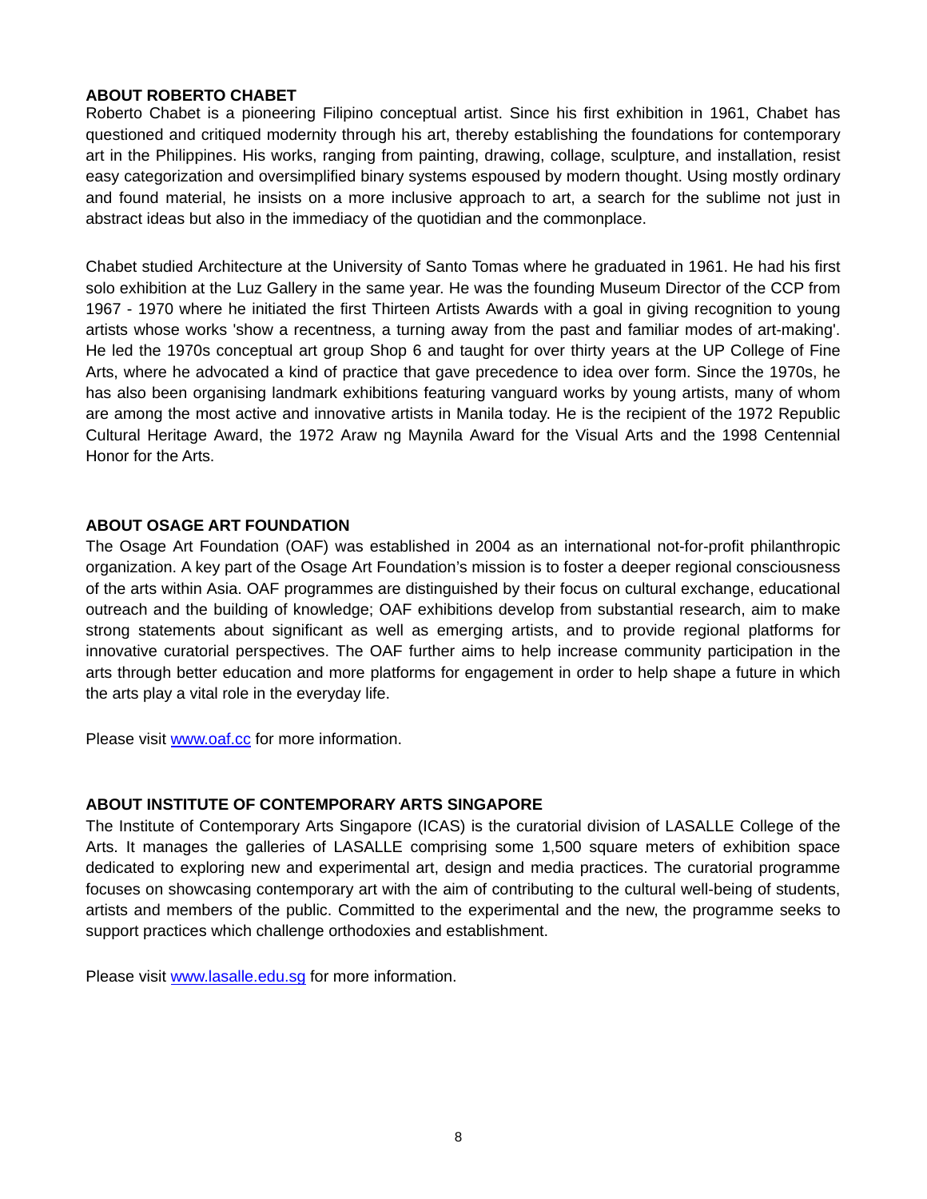## ABOUT ROBERTO CHABET

Roberto Chabet is a pioneering Filipino conceptual artist. Since his first exhibition in 1961, Chabet has questioned and critiqued modernity through his art, thereby establishing the foundations for contemporary art in the Philippines. His works, ranging from painting, drawing, collage, sculpture, and installation, resist easy categorization and oversimplified binary systems espoused by modern thought. Using mostly ordinary and found material, he insists on a more inclusive approach to art, a search for the sublime not just in abstract ideas but also in the immediacy of the quotidian and the commonplace.

Chabet studied Architecture at the University of Santo Tomas where he graduated in 1961. He had his first solo exhibition at the Luz Gallery in the same year. He was the founding Museum Director of the CCP from 1967 - 1970 where he initiated the first Thirteen Artists Awards with a goal in giving recognition to young artists whose works 'show a recentness, a turning away from the past and familiar modes of art-making'. He led the 1970s conceptual art group Shop 6 and taught for over thirty years at the UP College of Fine Arts, where he advocated a kind of practice that gave precedence to idea over form. Since the 1970s, he has also been organising landmark exhibitions featuring vanguard works by young artists, many of whom are among the most active and innovative artists in Manila today. He is the recipient of the 1972 Republic Cultural Heritage Award, the 1972 Araw ng Maynila Award for the Visual Arts and the 1998 Centennial Honor for the Arts.

## ABOUT OSAGE ART FOUNDATION

The Osage Art Foundation (OAF) was established in 2004 as an international not-for-profit philanthropic organization. A key part of the Osage Art Foundation's mission is to foster a deeper regional consciousness of the arts within Asia. OAF programmes are distinguished by their focus on cultural exchange, educational outreach and the building of knowledge; OAF exhibitions develop from substantial research, aim to make strong statements about significant as well as emerging artists, and to provide regional platforms for innovative curatorial perspectives. The OAF further aims to help increase community participation in the arts through better education and more platforms for engagement in order to help shape a future in which the arts play a vital role in the everyday life.

Please visit [www.oaf.cc](http://www.oaf.cc) for more information.

## ABOUT INSTITUTE OF CONTEMPORARY ARTS SINGAPORE

The Institute of Contemporary Arts Singapore (ICAS) is the curatorial division of LASALLE College of the Arts. It manages the galleries of LASALLE comprising some 1,500 square meters of exhibition space dedicated to exploring new and experimental art, design and media practices. The curatorial programme focuses on showcasing contemporary art with the aim of contributing to the cultural well-being of students, artists and members of the public. Committed to the experimental and the new, the programme seeks to support practices which challenge orthodoxies and establishment.

Please visit [www.lasalle.edu.sg](http://www.lasalle.edu.sg) for more information.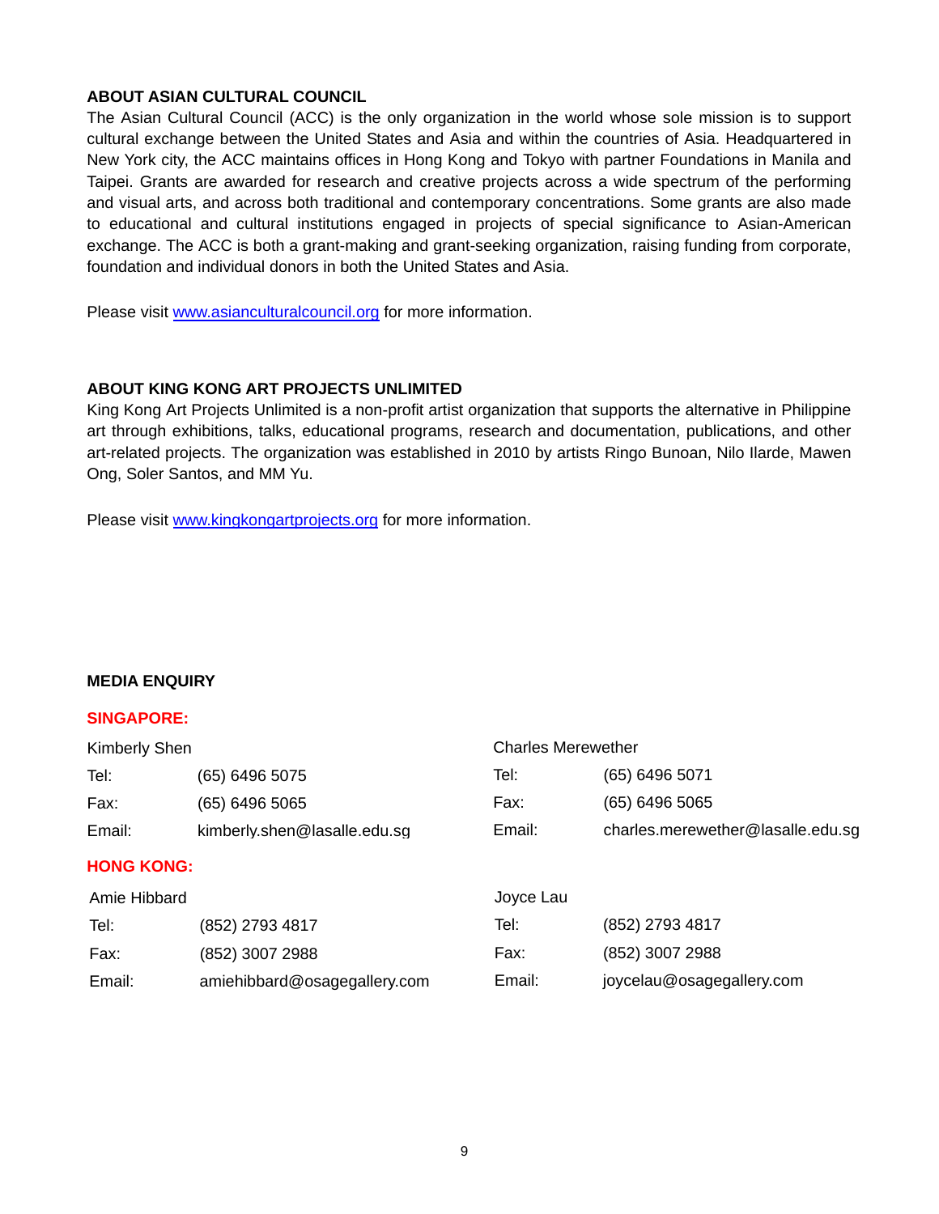## ABOUT ASIAN CULTURAL COUNCIL

The Asian Cultural Council (ACC) is the only organization in the world whose sole mission is to support cultural exchange between the United States and Asia and within the countries of Asia. Headquartered in New York city, the ACC maintains offices in Hong Kong and Tokyo with partner Foundations in Manila and Taipei. Grants are awarded for research and creative projects across a wide spectrum of the performing and visual arts, and across both traditional and contemporary concentrations. Some grants are also made to educational and cultural institutions engaged in projects of special significance to Asian-American exchange. The ACC is both a grant-making and grant-seeking organization, raising funding from corporate, foundation and individual donors in both the United States and Asia.

Please visit www.asianculturalcouncil.org for more information.

## ABOUT KING KONG ART PROJECTS UNLIMITED

King Kong Art Projects Unlimited is a non-profit artist organization that supports the alternative in Philippine art through exhibitions, talks, educational programs, research and documentation, publications, and other art-related projects. The organization was established in 2010 by artists Ringo Bunoan, Nilo Ilarde, Mawen Ong, Soler Santos, and MM Yu.

Please visit www.kingkongartprojects.org for more information.

## MEDIA ENQUIRY

**SINGAPORE:**

Kimberly Shen

| | |
|---|---|
| Tel: | (65) 6496 5075 |
| Fax: | (65) 6496 5065 |
| Email: | kimberly.shen@lasalle.edu.sg |

Charles Merewether

| | |
|---|---|
| Tel: | (65) 6496 5071 |
| Fax: | (65) 6496 5065 |
| Email: | charles.merewether@lasalle.edu.sg |

**HONG KONG:**

Amie Hibbard

| | |
|---|---|
| Tel: | (852) 2793 4817 |
| Fax: | (852) 3007 2988 |
| Email: | amiehibbard@osagegallery.com |

Joyce Lau

| | |
|---|---|
| Tel: | (852) 2793 4817 |
| Fax: | (852) 3007 2988 |
| Email: | joycelau@osagegallery.com |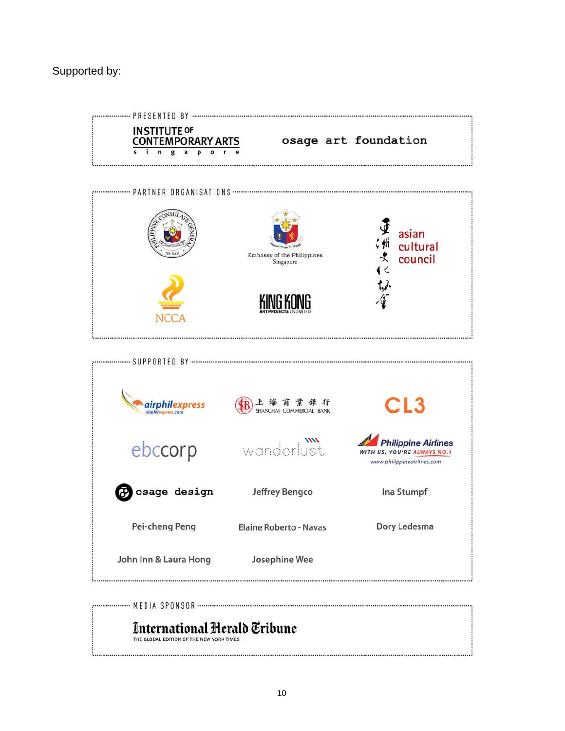Supported by:

PRESENTED BY

INSTITUTE OF CONTEMPORARY ARTS singapore

osage art foundation

PARTNER ORGANISATIONS

Philippine Consulate General HK SAR

Embassy of the Philippines Singapore

亚洲文化协会 asian cultural council

NCCA

KING KONG ART PROJECTS UNLIMITED

SUPPORTED BY

airphilexpress airphilexpress.com

上海商業銀行 SHANGHAI COMMERCIAL BANK

CL3

ebccorp

wanderlust

Philippine Airlines WITH US, YOU'RE ALWAYS NO.1 www.philippineairlines.com

osage design

Jeffrey Bengco

Ina Stumpf

Pei-cheng Peng

Elaine Roberto - Navas

Dory Ledesma

John Inn & Laura Hong

Josephine Wee

MEDIA SPONSOR

International Herald Tribune THE GLOBAL EDITION OF THE NEW YORK TIMES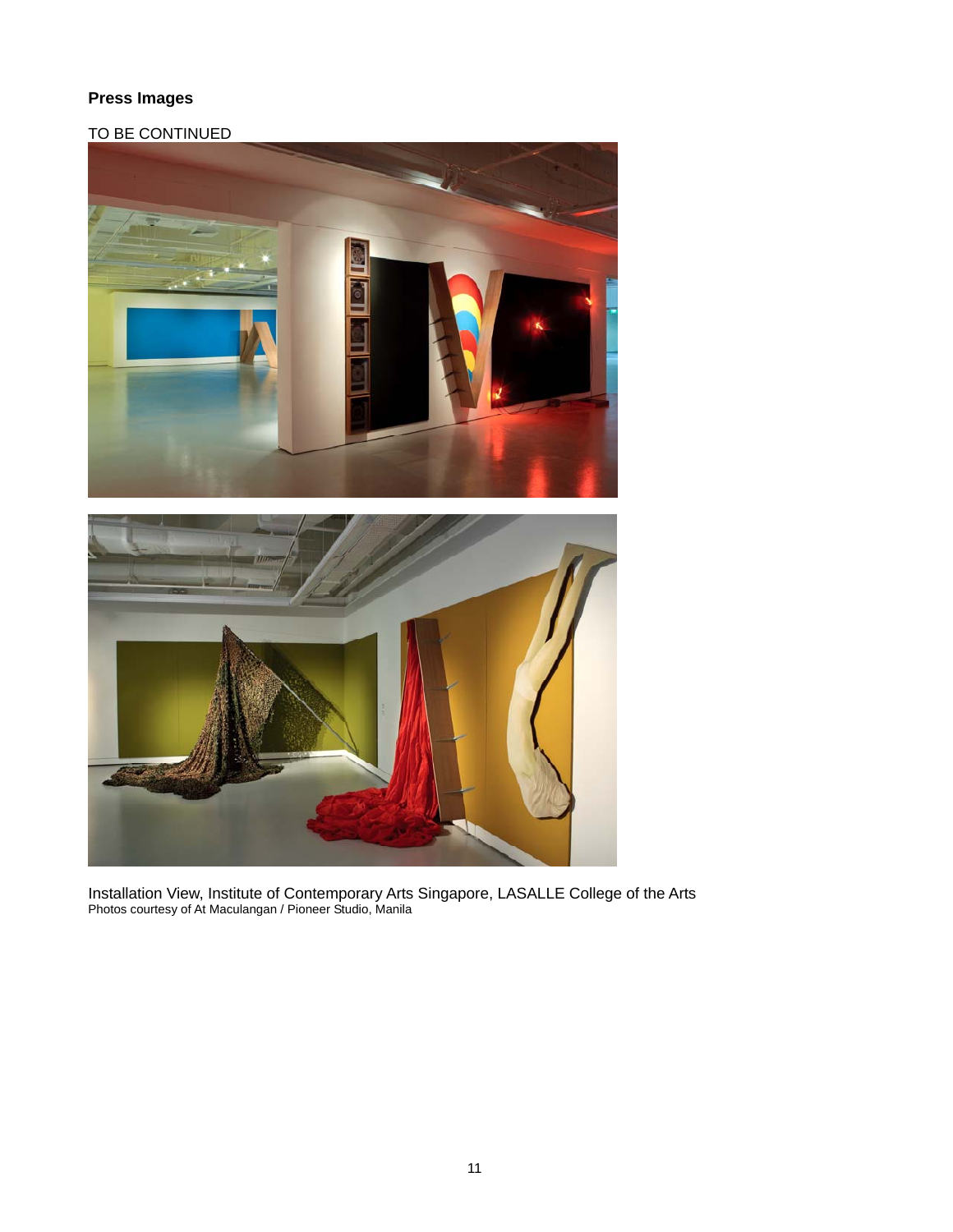**Press Images**

TO BE CONTINUED

Installation View, Institute of Contemporary Arts Singapore, LASALLE College of the Arts
Photos courtesy of At Maculangan / Pioneer Studio, Manila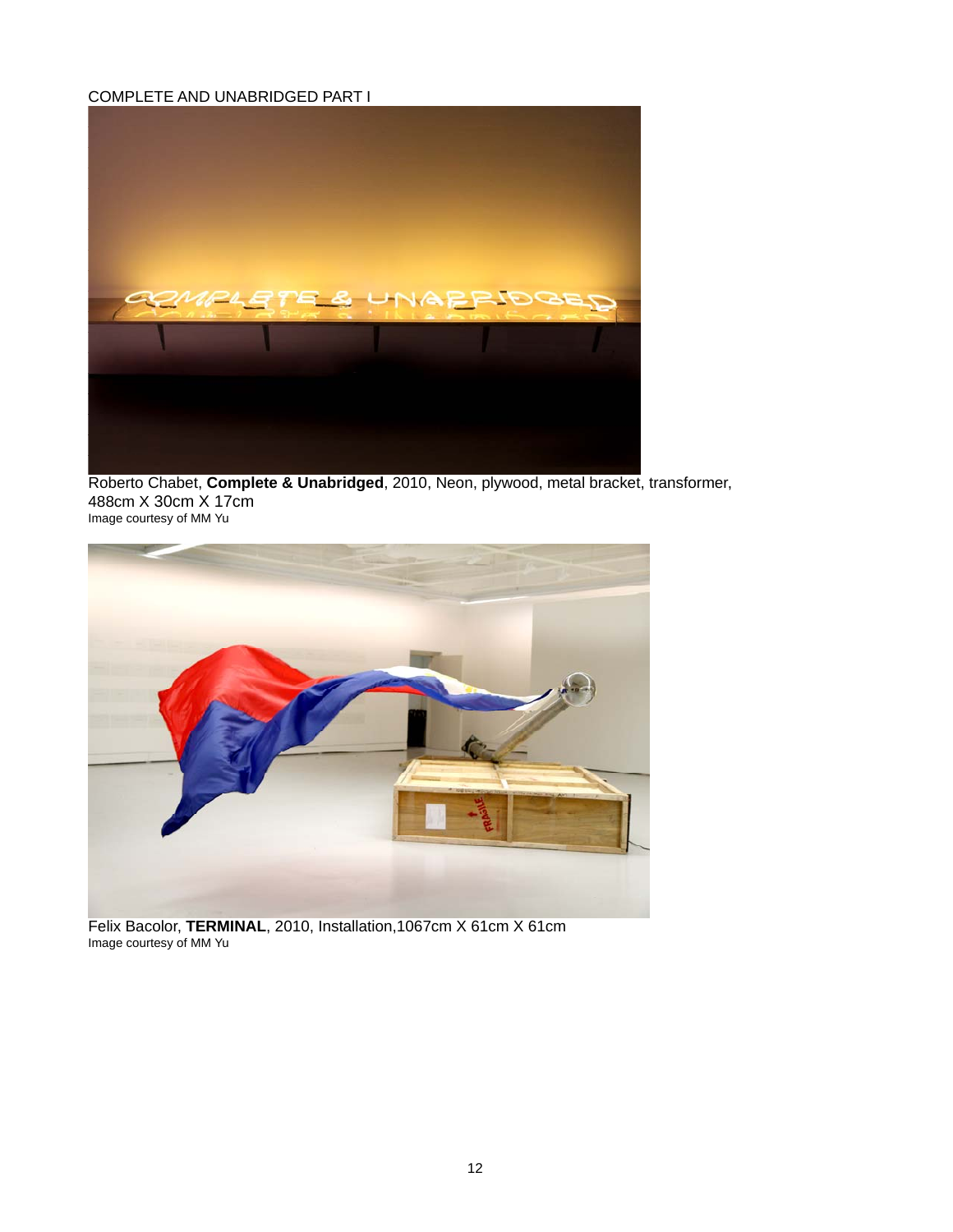COMPLETE AND UNABRIDGED PART I

Roberto Chabet, **Complete & Unabridged**, 2010, Neon, plywood, metal bracket, transformer, 488cm X 30cm X 17cm
Image courtesy of MM Yu

Felix Bacolor, **TERMINAL**, 2010, Installation,1067cm X 61cm X 61cm
Image courtesy of MM Yu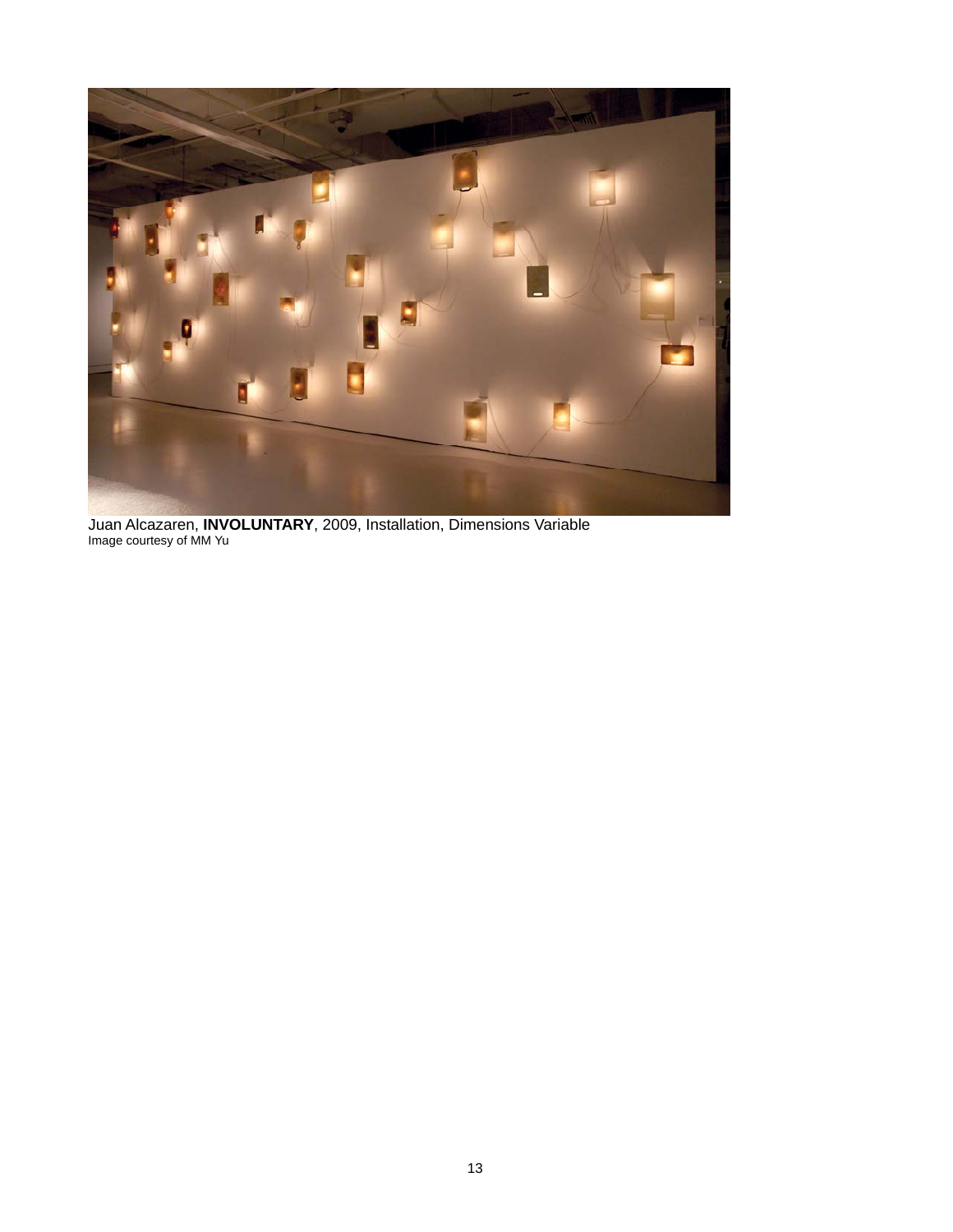Juan Alcazaren, **INVOLUNTARY**, 2009, Installation, Dimensions Variable
Image courtesy of MM Yu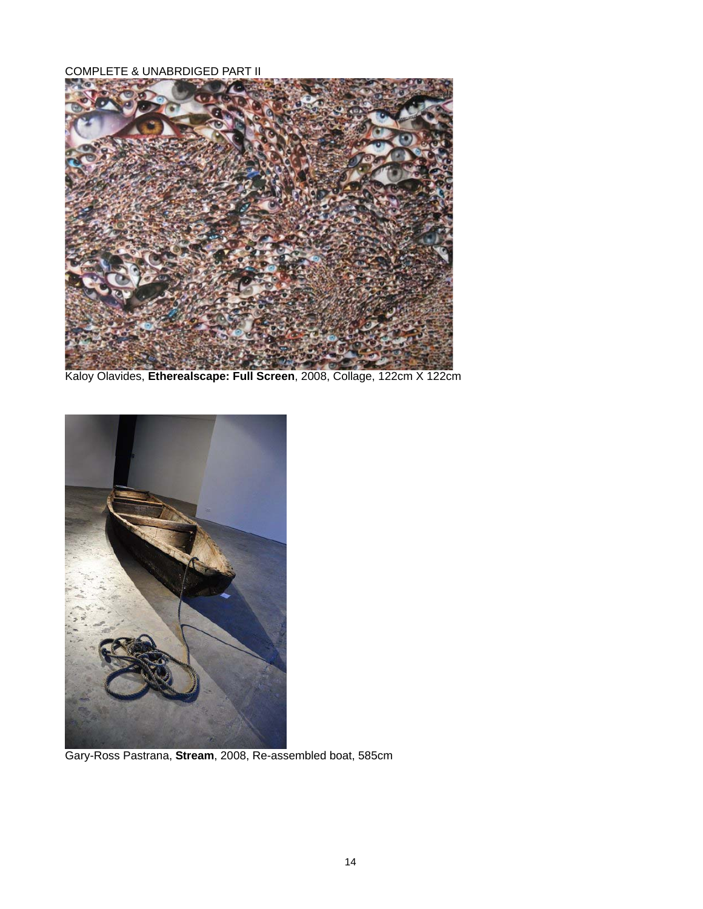COMPLETE & UNABRDIGED PART II

Kaloy Olavides, **Etherealscape: Full Screen**, 2008, Collage, 122cm X 122cm

Gary-Ross Pastrana, **Stream**, 2008, Re-assembled boat, 585cm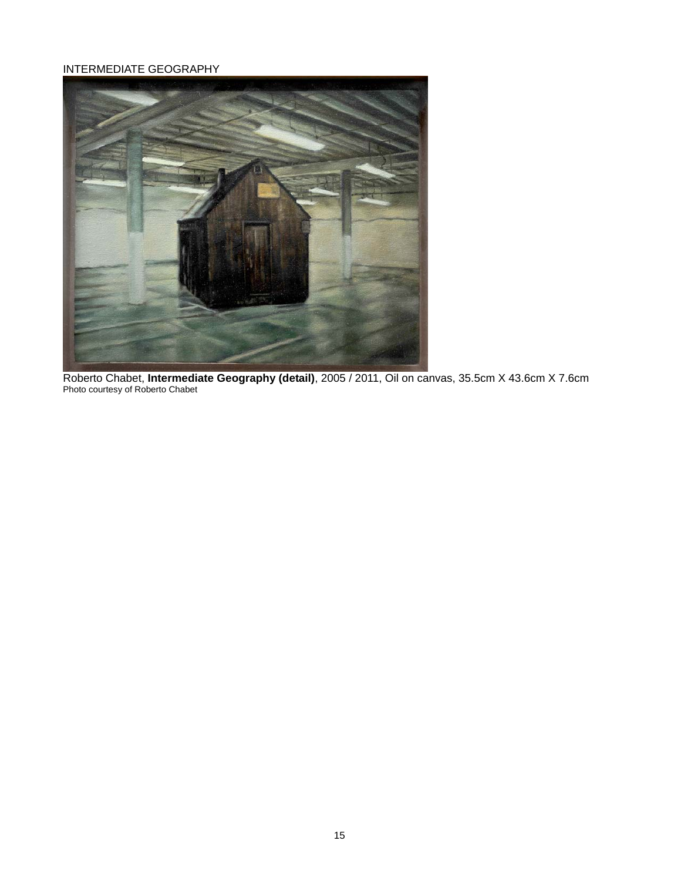INTERMEDIATE GEOGRAPHY

Roberto Chabet, **Intermediate Geography (detail)**, 2005 / 2011, Oil on canvas, 35.5cm X 43.6cm X 7.6cm
Photo courtesy of Roberto Chabet